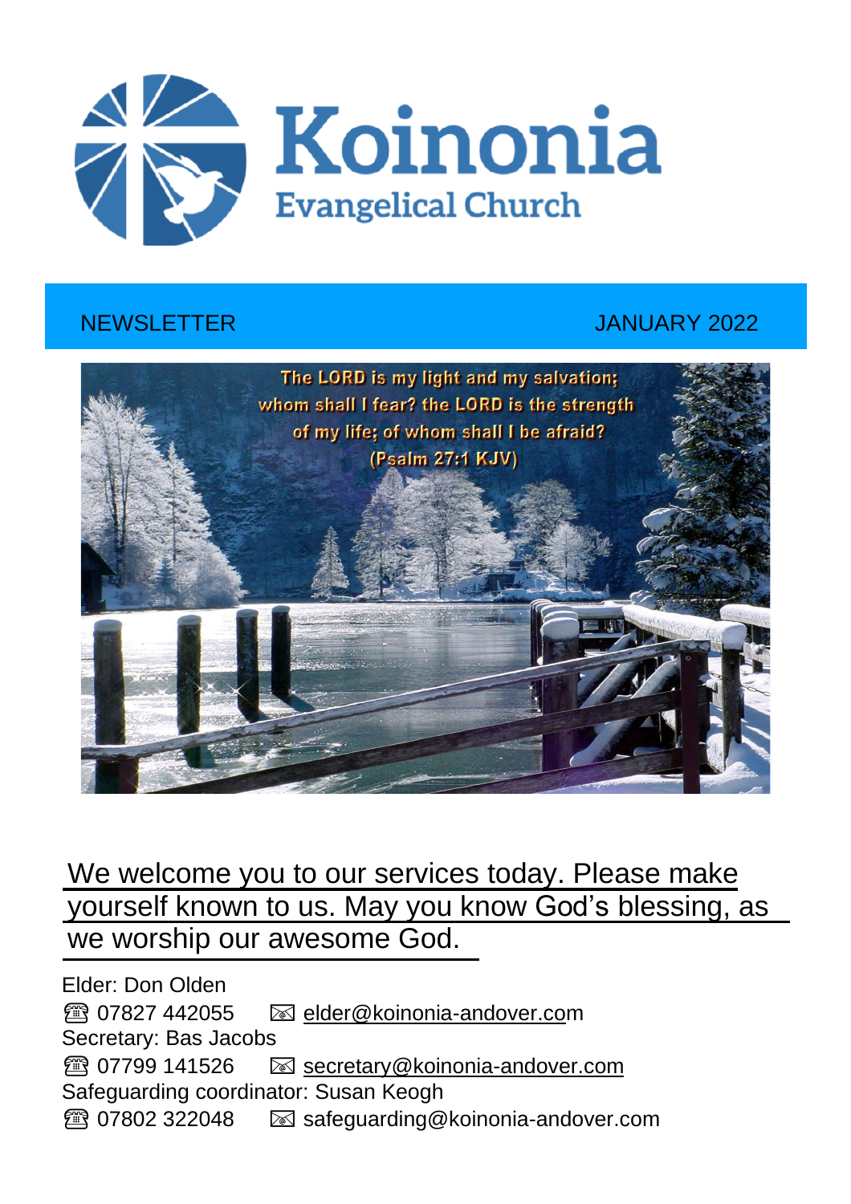# Koinonia

## Evangelical Church

NEWSLETTER JANUARY 2022

The LORD is my light and my salvation; whom shall I fear? the LORD is the strength of my life; of whom shall I be afraid? (Psalm 27:1 KJV)

We welcome you to our services today. Please make yourself known to us. May you know God's blessing, as we worship our awesome God.

Elder: Don Olden
☎ 07827 442055 ✉ elder@koinonia-andover.com
Secretary: Bas Jacobs
☎ 07799 141526 ✉ secretary@koinonia-andover.com
Safeguarding coordinator: Susan Keogh
☎ 07802 322048 ✉ safeguarding@koinonia-andover.com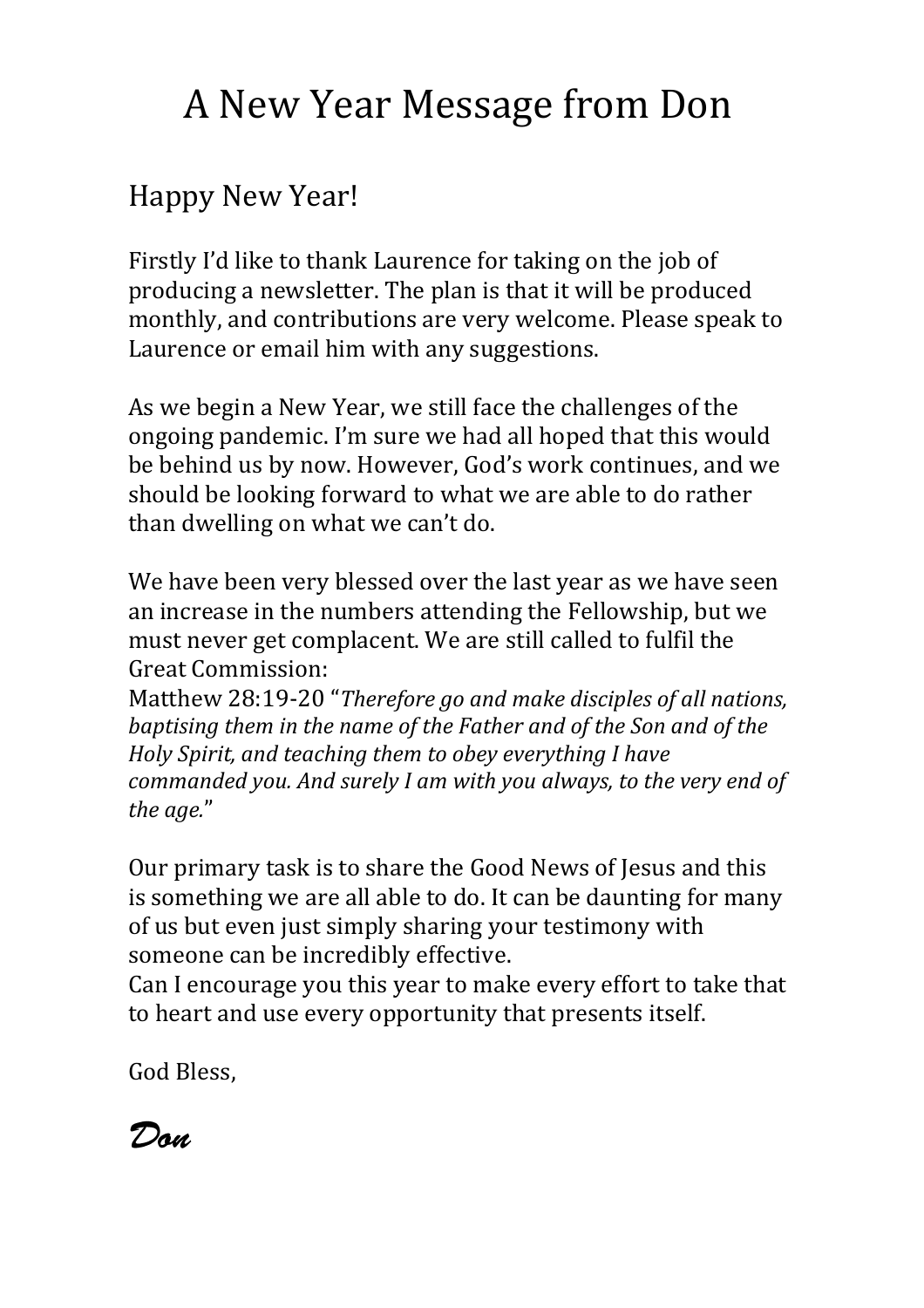# A New Year Message from Don

## Happy New Year!

Firstly I'd like to thank Laurence for taking on the job of producing a newsletter. The plan is that it will be produced monthly, and contributions are very welcome. Please speak to Laurence or email him with any suggestions.

As we begin a New Year, we still face the challenges of the ongoing pandemic. I'm sure we had all hoped that this would be behind us by now. However, God's work continues, and we should be looking forward to what we are able to do rather than dwelling on what we can't do.

We have been very blessed over the last year as we have seen an increase in the numbers attending the Fellowship, but we must never get complacent. We are still called to fulfil the Great Commission:
Matthew 28:19-20 "*Therefore go and make disciples of all nations, baptising them in the name of the Father and of the Son and of the Holy Spirit, and teaching them to obey everything I have commanded you. And surely I am with you always, to the very end of the age.*"

Our primary task is to share the Good News of Jesus and this is something we are all able to do. It can be daunting for many of us but even just simply sharing your testimony with someone can be incredibly effective.
Can I encourage you this year to make every effort to take that to heart and use every opportunity that presents itself.

God Bless,

***Don***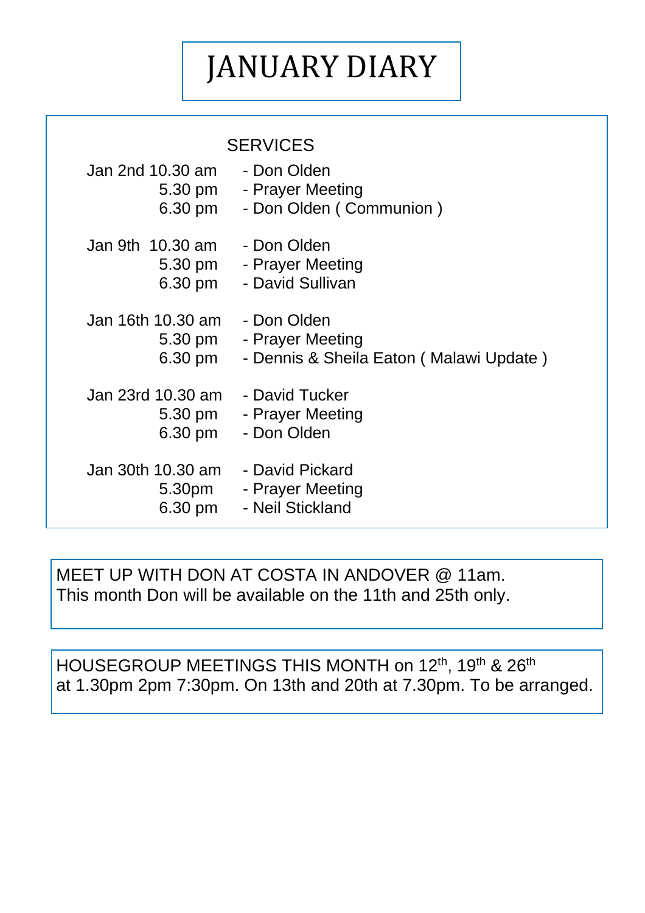# JANUARY DIARY

## SERVICES

| | | |
|---|---|---|
| Jan 2nd | 10.30 am | - Don Olden |
| | 5.30 pm | - Prayer Meeting |
| | 6.30 pm | - Don Olden ( Communion ) |
| Jan 9th | 10.30 am | - Don Olden |
| | 5.30 pm | - Prayer Meeting |
| | 6.30 pm | - David Sullivan |
| Jan 16th | 10.30 am | - Don Olden |
| | 5.30 pm | - Prayer Meeting |
| | 6.30 pm | - Dennis & Sheila Eaton ( Malawi Update ) |
| Jan 23rd | 10.30 am | - David Tucker |
| | 5.30 pm | - Prayer Meeting |
| | 6.30 pm | - Don Olden |
| Jan 30th | 10.30 am | - David Pickard |
| | 5.30pm | - Prayer Meeting |
| | 6.30 pm | - Neil Stickland |

MEET UP WITH DON AT COSTA IN ANDOVER @ 11am.
This month Don will be available on the 11th and 25th only.

HOUSEGROUP MEETINGS THIS MONTH on 12th, 19th & 26th
at 1.30pm 2pm 7:30pm. On 13th and 20th at 7.30pm. To be arranged.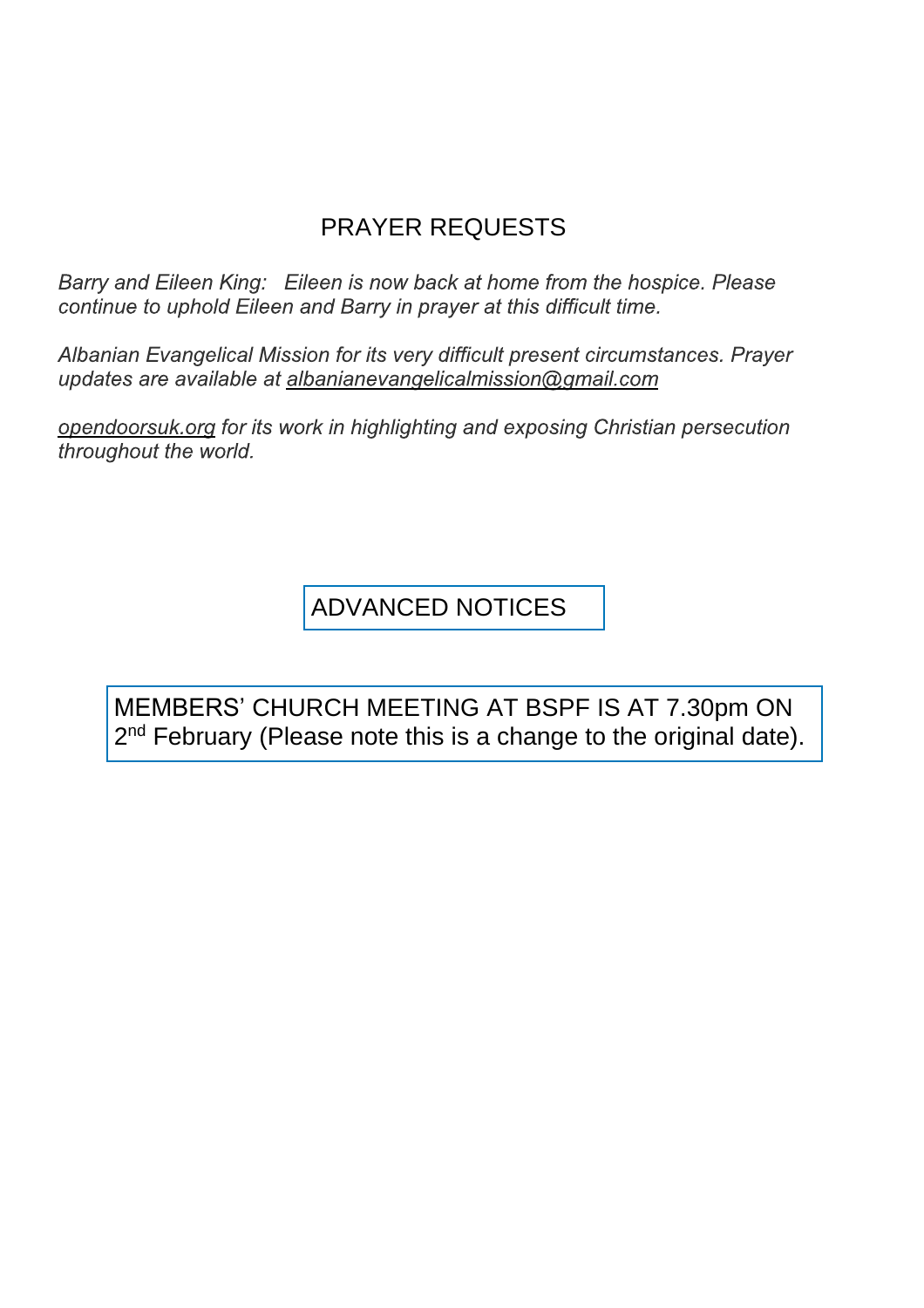## PRAYER REQUESTS

*Barry and Eileen King: Eileen is now back at home from the hospice. Please continue to uphold Eileen and Barry in prayer at this difficult time.*

*Albanian Evangelical Mission for its very difficult present circumstances. Prayer updates are available at albanianevangelicalmission@gmail.com*

*opendoorsuk.org for its work in highlighting and exposing Christian persecution throughout the world.*

## ADVANCED NOTICES

MEMBERS' CHURCH MEETING AT BSPF IS AT 7.30pm ON 2nd February (Please note this is a change to the original date).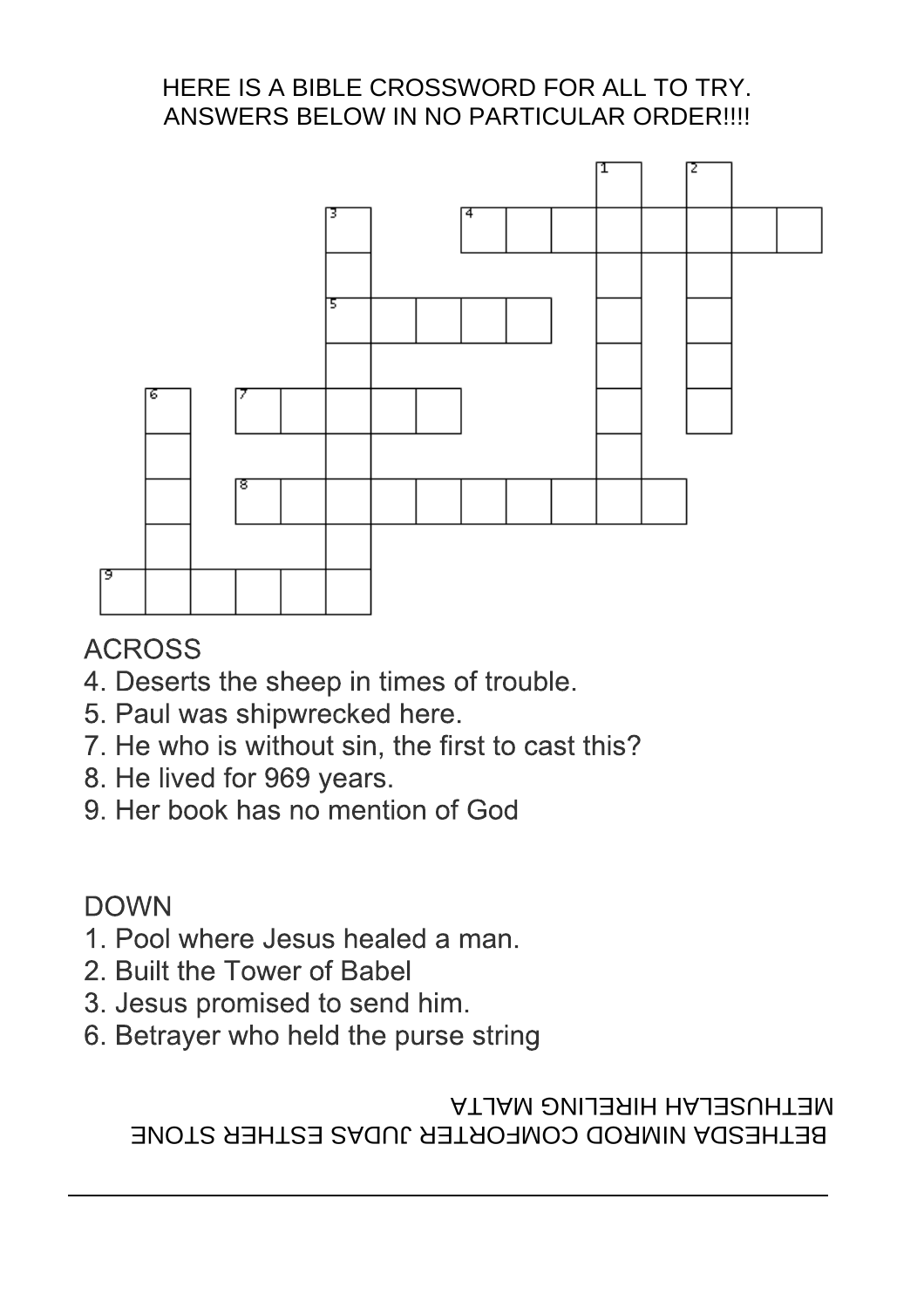HERE IS A BIBLE CROSSWORD FOR ALL TO TRY.
ANSWERS BELOW IN NO PARTICULAR ORDER!!!!

## ACROSS

4. Deserts the sheep in times of trouble.
5. Paul was shipwrecked here.
7. He who is without sin, the first to cast this?
8. He lived for 969 years.
9. Her book has no mention of God

## DOWN

1. Pool where Jesus healed a man.
2. Built the Tower of Babel
3. Jesus promised to send him.
6. Betrayer who held the purse string

BETHESDA NIMROD COMFORTER JUDAS ESTHER STONE
METHUSELAH HIRELING MALTA